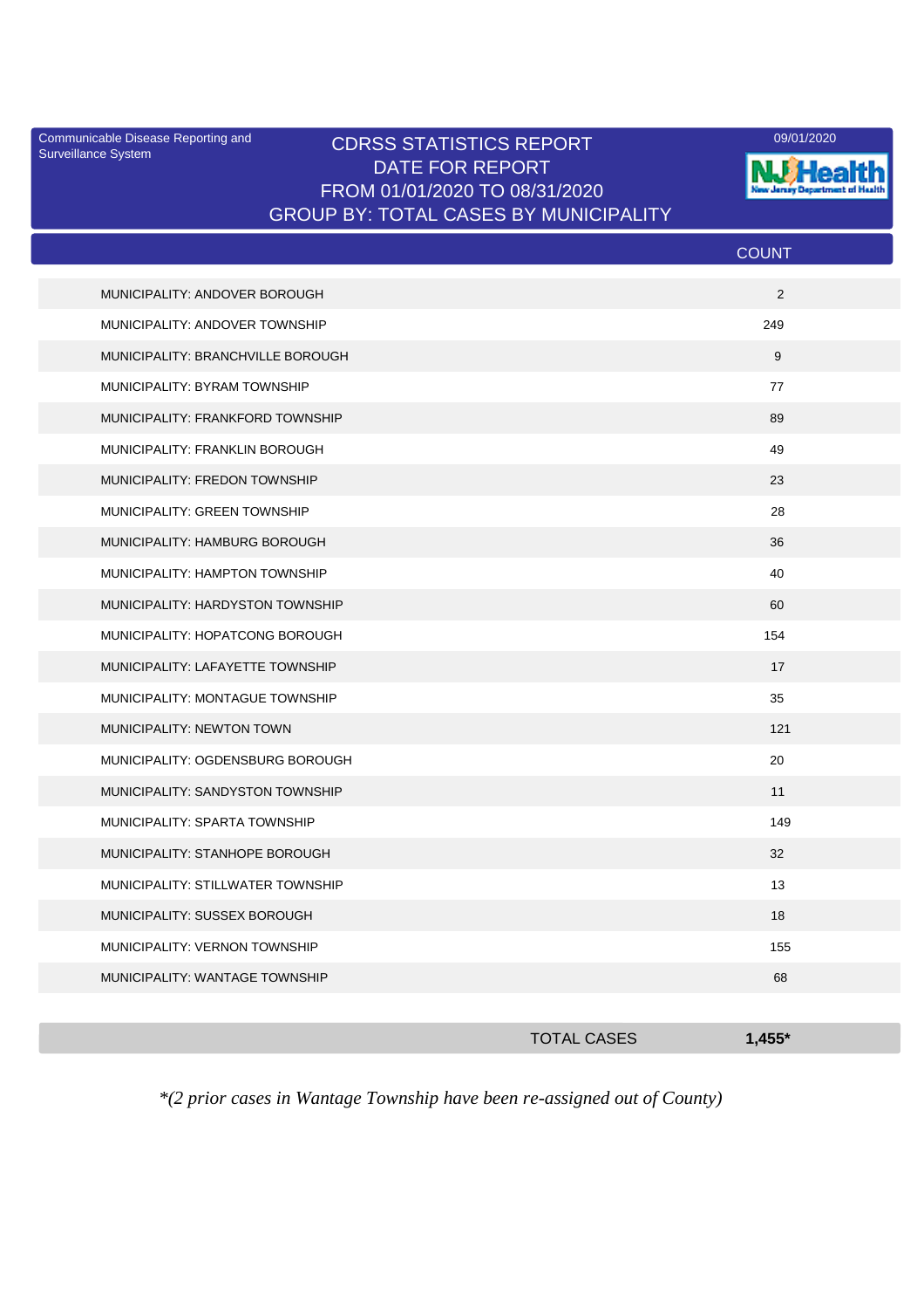Communicable Disease Reporting and Surveillance System

09/01/2020

# CDRSS STATISTICS REPORT
## DATE FOR REPORT
## FROM 01/01/2020 TO 08/31/2020
## GROUP BY: TOTAL CASES BY MUNICIPALITY

| | COUNT |
|---|---|
| MUNICIPALITY: ANDOVER BOROUGH | 2 |
| MUNICIPALITY: ANDOVER TOWNSHIP | 249 |
| MUNICIPALITY: BRANCHVILLE BOROUGH | 9 |
| MUNICIPALITY: BYRAM TOWNSHIP | 77 |
| MUNICIPALITY: FRANKFORD TOWNSHIP | 89 |
| MUNICIPALITY: FRANKLIN BOROUGH | 49 |
| MUNICIPALITY: FREDON TOWNSHIP | 23 |
| MUNICIPALITY: GREEN TOWNSHIP | 28 |
| MUNICIPALITY: HAMBURG BOROUGH | 36 |
| MUNICIPALITY: HAMPTON TOWNSHIP | 40 |
| MUNICIPALITY: HARDYSTON TOWNSHIP | 60 |
| MUNICIPALITY: HOPATCONG BOROUGH | 154 |
| MUNICIPALITY: LAFAYETTE TOWNSHIP | 17 |
| MUNICIPALITY: MONTAGUE TOWNSHIP | 35 |
| MUNICIPALITY: NEWTON TOWN | 121 |
| MUNICIPALITY: OGDENSBURG BOROUGH | 20 |
| MUNICIPALITY: SANDYSTON TOWNSHIP | 11 |
| MUNICIPALITY: SPARTA TOWNSHIP | 149 |
| MUNICIPALITY: STANHOPE BOROUGH | 32 |
| MUNICIPALITY: STILLWATER TOWNSHIP | 13 |
| MUNICIPALITY: SUSSEX BOROUGH | 18 |
| MUNICIPALITY: VERNON TOWNSHIP | 155 |
| MUNICIPALITY: WANTAGE TOWNSHIP | 68 |
| TOTAL CASES | **1,455*** |

*\*(2 prior cases in Wantage Township have been re-assigned out of County)*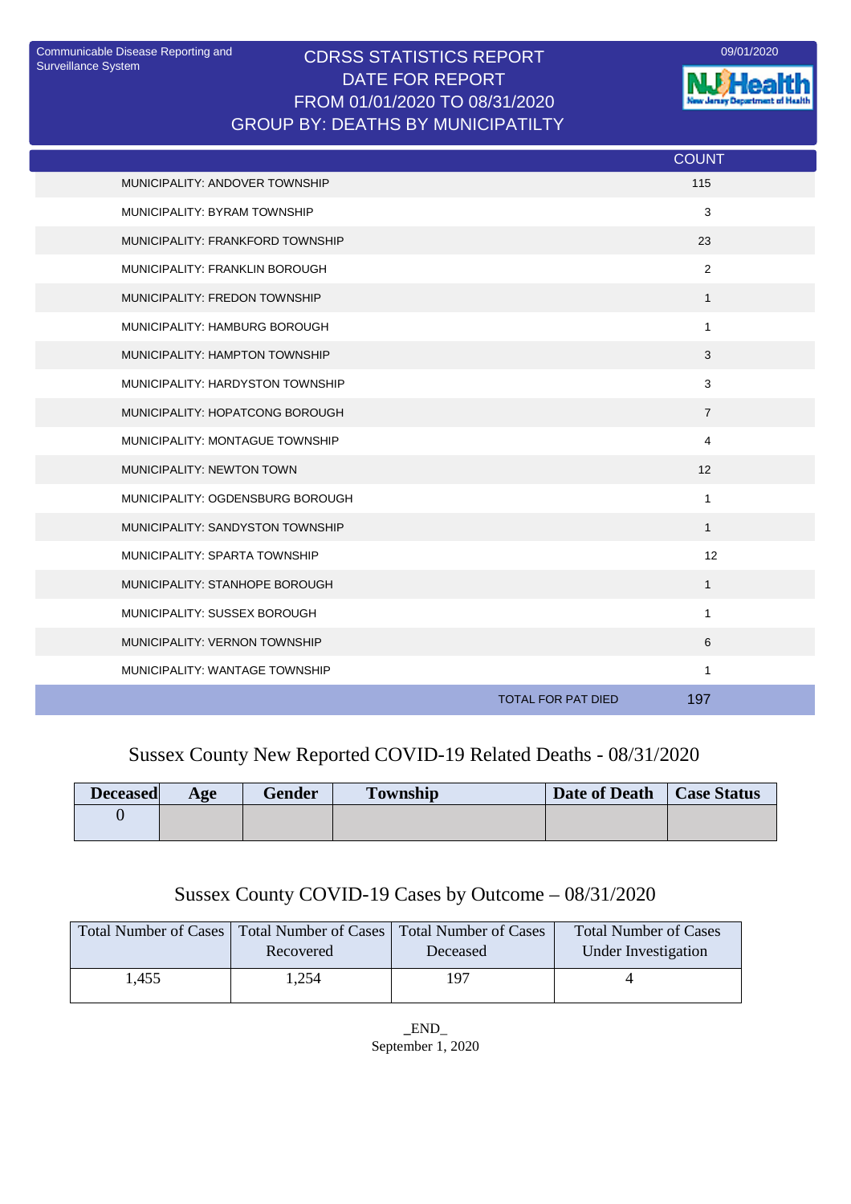Communicable Disease Reporting and Surveillance System

# CDRSS STATISTICS REPORT
## DATE FOR REPORT
## FROM 01/01/2020 TO 08/31/2020
## GROUP BY: DEATHS BY MUNICIPATILTY

09/01/2020

| | COUNT |
|---|---|
| MUNICIPALITY: ANDOVER TOWNSHIP | 115 |
| MUNICIPALITY: BYRAM TOWNSHIP | 3 |
| MUNICIPALITY: FRANKFORD TOWNSHIP | 23 |
| MUNICIPALITY: FRANKLIN BOROUGH | 2 |
| MUNICIPALITY: FREDON TOWNSHIP | 1 |
| MUNICIPALITY: HAMBURG BOROUGH | 1 |
| MUNICIPALITY: HAMPTON TOWNSHIP | 3 |
| MUNICIPALITY: HARDYSTON TOWNSHIP | 3 |
| MUNICIPALITY: HOPATCONG BOROUGH | 7 |
| MUNICIPALITY: MONTAGUE TOWNSHIP | 4 |
| MUNICIPALITY: NEWTON TOWN | 12 |
| MUNICIPALITY: OGDENSBURG BOROUGH | 1 |
| MUNICIPALITY: SANDYSTON TOWNSHIP | 1 |
| MUNICIPALITY: SPARTA TOWNSHIP | 12 |
| MUNICIPALITY: STANHOPE BOROUGH | 1 |
| MUNICIPALITY: SUSSEX BOROUGH | 1 |
| MUNICIPALITY: VERNON TOWNSHIP | 6 |
| MUNICIPALITY: WANTAGE TOWNSHIP | 1 |
| TOTAL FOR PAT DIED | 197 |

## Sussex County New Reported COVID-19 Related Deaths - 08/31/2020

| Deceased | Age | Gender | Township | Date of Death | Case Status |
|---|---|---|---|---|---|
| 0 | | | | | |

## Sussex County COVID-19 Cases by Outcome – 08/31/2020

| Total Number of Cases | Total Number of Cases Recovered | Total Number of Cases Deceased | Total Number of Cases Under Investigation |
|---|---|---|---|
| 1,455 | 1,254 | 197 | 4 |

_END_
September 1, 2020